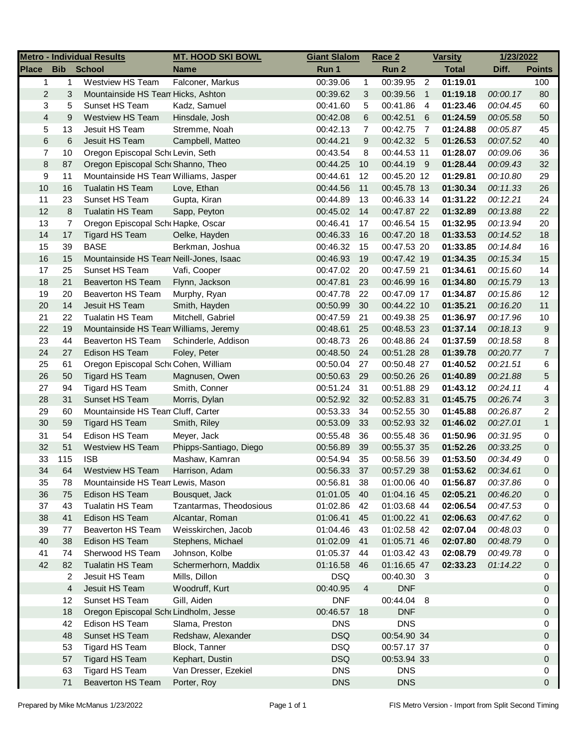| Metro - Individual Results | | | MT. HOOD SKI BOWL | Giant Slalom | | Race 2 | | Varsity | 1/23/2022 | |
|---|---|---|---|---|---|---|---|---|---|---|
| Place | Bib | School | Name | Run 1 | | Run 2 | | Total | Diff. | Points |
| 1 | 1 | Westview HS Team | Falconer, Markus | 00:39.06 | 1 | 00:39.95 | 2 | 01:19.01 | | 100 |
| 2 | 3 | Mountainside HS Team | Hicks, Ashton | 00:39.62 | 3 | 00:39.56 | 1 | 01:19.18 | 00:00.17 | 80 |
| 3 | 5 | Sunset HS Team | Kadz, Samuel | 00:41.60 | 5 | 00:41.86 | 4 | 01:23.46 | 00:04.45 | 60 |
| 4 | 9 | Westview HS Team | Hinsdale, Josh | 00:42.08 | 6 | 00:42.51 | 6 | 01:24.59 | 00:05.58 | 50 |
| 5 | 13 | Jesuit HS Team | Stremme, Noah | 00:42.13 | 7 | 00:42.75 | 7 | 01:24.88 | 00:05.87 | 45 |
| 6 | 6 | Jesuit HS Team | Campbell, Matteo | 00:44.21 | 9 | 00:42.32 | 5 | 01:26.53 | 00:07.52 | 40 |
| 7 | 10 | Oregon Episcopal School | Levin, Seth | 00:43.54 | 8 | 00:44.53 | 11 | 01:28.07 | 00:09.06 | 36 |
| 8 | 87 | Oregon Episcopal School | Shanno, Theo | 00:44.25 | 10 | 00:44.19 | 9 | 01:28.44 | 00:09.43 | 32 |
| 9 | 11 | Mountainside HS Team | Williams, Jasper | 00:44.61 | 12 | 00:45.20 | 12 | 01:29.81 | 00:10.80 | 29 |
| 10 | 16 | Tualatin HS Team | Love, Ethan | 00:44.56 | 11 | 00:45.78 | 13 | 01:30.34 | 00:11.33 | 26 |
| 11 | 23 | Sunset HS Team | Gupta, Kiran | 00:44.89 | 13 | 00:46.33 | 14 | 01:31.22 | 00:12.21 | 24 |
| 12 | 8 | Tualatin HS Team | Sapp, Peyton | 00:45.02 | 14 | 00:47.87 | 22 | 01:32.89 | 00:13.88 | 22 |
| 13 | 7 | Oregon Episcopal School | Hapke, Oscar | 00:46.41 | 17 | 00:46.54 | 15 | 01:32.95 | 00:13.94 | 20 |
| 14 | 17 | Tigard HS Team | Oelke, Hayden | 00:46.33 | 16 | 00:47.20 | 18 | 01:33.53 | 00:14.52 | 18 |
| 15 | 39 | BASE | Berkman, Joshua | 00:46.32 | 15 | 00:47.53 | 20 | 01:33.85 | 00:14.84 | 16 |
| 16 | 15 | Mountainside HS Team | Neill-Jones, Isaac | 00:46.93 | 19 | 00:47.42 | 19 | 01:34.35 | 00:15.34 | 15 |
| 17 | 25 | Sunset HS Team | Vafi, Cooper | 00:47.02 | 20 | 00:47.59 | 21 | 01:34.61 | 00:15.60 | 14 |
| 18 | 21 | Beaverton HS Team | Flynn, Jackson | 00:47.81 | 23 | 00:46.99 | 16 | 01:34.80 | 00:15.79 | 13 |
| 19 | 20 | Beaverton HS Team | Murphy, Ryan | 00:47.78 | 22 | 00:47.09 | 17 | 01:34.87 | 00:15.86 | 12 |
| 20 | 14 | Jesuit HS Team | Smith, Hayden | 00:50.99 | 30 | 00:44.22 | 10 | 01:35.21 | 00:16.20 | 11 |
| 21 | 22 | Tualatin HS Team | Mitchell, Gabriel | 00:47.59 | 21 | 00:49.38 | 25 | 01:36.97 | 00:17.96 | 10 |
| 22 | 19 | Mountainside HS Team | Williams, Jeremy | 00:48.61 | 25 | 00:48.53 | 23 | 01:37.14 | 00:18.13 | 9 |
| 23 | 44 | Beaverton HS Team | Schinderle, Addison | 00:48.73 | 26 | 00:48.86 | 24 | 01:37.59 | 00:18.58 | 8 |
| 24 | 27 | Edison HS Team | Foley, Peter | 00:48.50 | 24 | 00:51.28 | 28 | 01:39.78 | 00:20.77 | 7 |
| 25 | 61 | Oregon Episcopal School | Cohen, William | 00:50.04 | 27 | 00:50.48 | 27 | 01:40.52 | 00:21.51 | 6 |
| 26 | 50 | Tigard HS Team | Magnusen, Owen | 00:50.63 | 29 | 00:50.26 | 26 | 01:40.89 | 00:21.88 | 5 |
| 27 | 94 | Tigard HS Team | Smith, Conner | 00:51.24 | 31 | 00:51.88 | 29 | 01:43.12 | 00:24.11 | 4 |
| 28 | 31 | Sunset HS Team | Morris, Dylan | 00:52.92 | 32 | 00:52.83 | 31 | 01:45.75 | 00:26.74 | 3 |
| 29 | 60 | Mountainside HS Team | Cluff, Carter | 00:53.33 | 34 | 00:52.55 | 30 | 01:45.88 | 00:26.87 | 2 |
| 30 | 59 | Tigard HS Team | Smith, Riley | 00:53.09 | 33 | 00:52.93 | 32 | 01:46.02 | 00:27.01 | 1 |
| 31 | 54 | Edison HS Team | Meyer, Jack | 00:55.48 | 36 | 00:55.48 | 36 | 01:50.96 | 00:31.95 | 0 |
| 32 | 51 | Westview HS Team | Phipps-Santiago, Diego | 00:56.89 | 39 | 00:55.37 | 35 | 01:52.26 | 00:33.25 | 0 |
| 33 | 115 | ISB | Mashaw, Kamran | 00:54.94 | 35 | 00:58.56 | 39 | 01:53.50 | 00:34.49 | 0 |
| 34 | 64 | Westview HS Team | Harrison, Adam | 00:56.33 | 37 | 00:57.29 | 38 | 01:53.62 | 00:34.61 | 0 |
| 35 | 78 | Mountainside HS Team | Lewis, Mason | 00:56.81 | 38 | 01:00.06 | 40 | 01:56.87 | 00:37.86 | 0 |
| 36 | 75 | Edison HS Team | Bousquet, Jack | 01:01.05 | 40 | 01:04.16 | 45 | 02:05.21 | 00:46.20 | 0 |
| 37 | 43 | Tualatin HS Team | Tzantarmas, Theodosious | 01:02.86 | 42 | 01:03.68 | 44 | 02:06.54 | 00:47.53 | 0 |
| 38 | 41 | Edison HS Team | Alcantar, Roman | 01:06.41 | 45 | 01:00.22 | 41 | 02:06.63 | 00:47.62 | 0 |
| 39 | 77 | Beaverton HS Team | Weisskirchen, Jacob | 01:04.46 | 43 | 01:02.58 | 42 | 02:07.04 | 00:48.03 | 0 |
| 40 | 38 | Edison HS Team | Stephens, Michael | 01:02.09 | 41 | 01:05.71 | 46 | 02:07.80 | 00:48.79 | 0 |
| 41 | 74 | Sherwood HS Team | Johnson, Kolbe | 01:05.37 | 44 | 01:03.42 | 43 | 02:08.79 | 00:49.78 | 0 |
| 42 | 82 | Tualatin HS Team | Schermerhorn, Maddix | 01:16.58 | 46 | 01:16.65 | 47 | 02:33.23 | 01:14.22 | 0 |
| | 2 | Jesuit HS Team | Mills, Dillon | DSQ | | 00:40.30 | 3 | | | 0 |
| | 4 | Jesuit HS Team | Woodruff, Kurt | 00:40.95 | 4 | DNF | | | | 0 |
| | 12 | Sunset HS Team | Gill, Aiden | DNF | | 00:44.04 | 8 | | | 0 |
| | 18 | Oregon Episcopal School | Lindholm, Jesse | 00:46.57 | 18 | DNF | | | | 0 |
| | 42 | Edison HS Team | Slama, Preston | DNS | | DNS | | | | 0 |
| | 48 | Sunset HS Team | Redshaw, Alexander | DSQ | | 00:54.90 | 34 | | | 0 |
| | 53 | Tigard HS Team | Block, Tanner | DSQ | | 00:57.17 | 37 | | | 0 |
| | 57 | Tigard HS Team | Kephart, Dustin | DSQ | | 00:53.94 | 33 | | | 0 |
| | 63 | Tigard HS Team | Van Dresser, Ezekiel | DNS | | DNS | | | | 0 |
| | 71 | Beaverton HS Team | Porter, Roy | DNS | | DNS | | | | 0 |

Prepared by Mike McManus 1/23/2022

FIS Metro Version - Import from Split Second Timing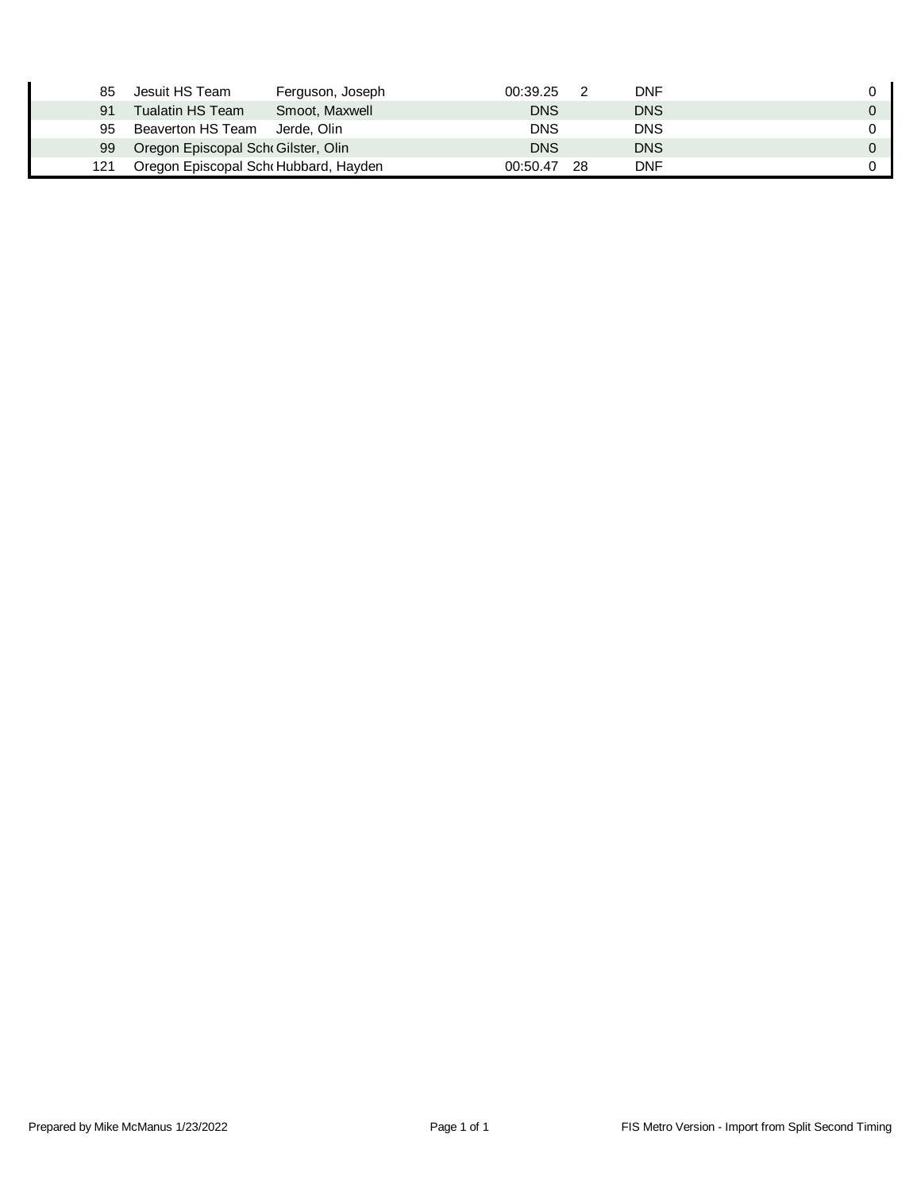| | | | | | | |
|---|---|---|---|---|---|---|
| 85 | Jesuit HS Team | Ferguson, Joseph | 00:39.25 | 2 | DNF | 0 |
| 91 | Tualatin HS Team | Smoot, Maxwell | DNS | | DNS | 0 |
| 95 | Beaverton HS Team | Jerde, Olin | DNS | | DNS | 0 |
| 99 | Oregon Episcopal Sch | Gilster, Olin | DNS | | DNS | 0 |
| 121 | Oregon Episcopal Sch | Hubbard, Hayden | 00:50.47 | 28 | DNF | 0 |

Prepared by Mike McManus 1/23/2022

FIS Metro Version - Import from Split Second Timing